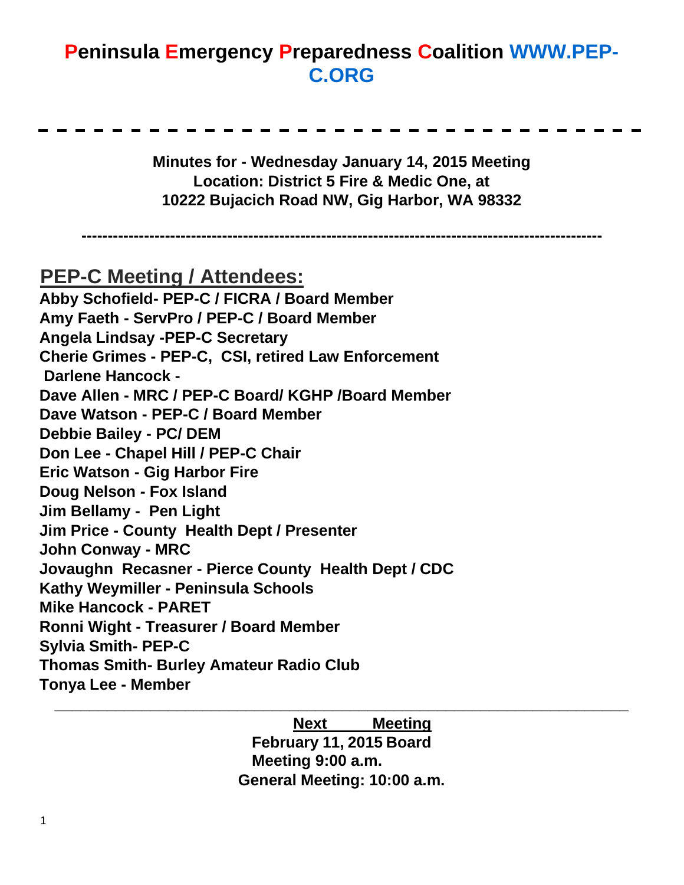# Peninsula Emergency Preparedness Coalition WWW.PEP-C.ORG

**Minutes for - Wednesday January 14, 2015 Meeting**
**Location: District 5 Fire & Medic One, at**
**10222 Bujacich Road NW, Gig Harbor, WA 98332**

---

## PEP-C Meeting / Attendees:

**Abby Schofield- PEP-C / FICRA / Board Member**
**Amy Faeth - ServPro / PEP-C / Board Member**
**Angela Lindsay -PEP-C Secretary**
**Cherie Grimes - PEP-C, CSI, retired Law Enforcement**
**Darlene Hancock -**
**Dave Allen - MRC / PEP-C Board/ KGHP /Board Member**
**Dave Watson - PEP-C / Board Member**
**Debbie Bailey - PC/ DEM**
**Don Lee - Chapel Hill / PEP-C Chair**
**Eric Watson - Gig Harbor Fire**
**Doug Nelson - Fox Island**
**Jim Bellamy - Pen Light**
**Jim Price - County Health Dept / Presenter**
**John Conway - MRC**
**Jovaughn Recasner - Pierce County Health Dept / CDC**
**Kathy Weymiller - Peninsula Schools**
**Mike Hancock - PARET**
**Ronni Wight - Treasurer / Board Member**
**Sylvia Smith- PEP-C**
**Thomas Smith- Burley Amateur Radio Club**
**Tonya Lee - Member**

---

**Next Meeting**
**February 11, 2015 Board Meeting 9:00 a.m.**
**General Meeting: 10:00 a.m.**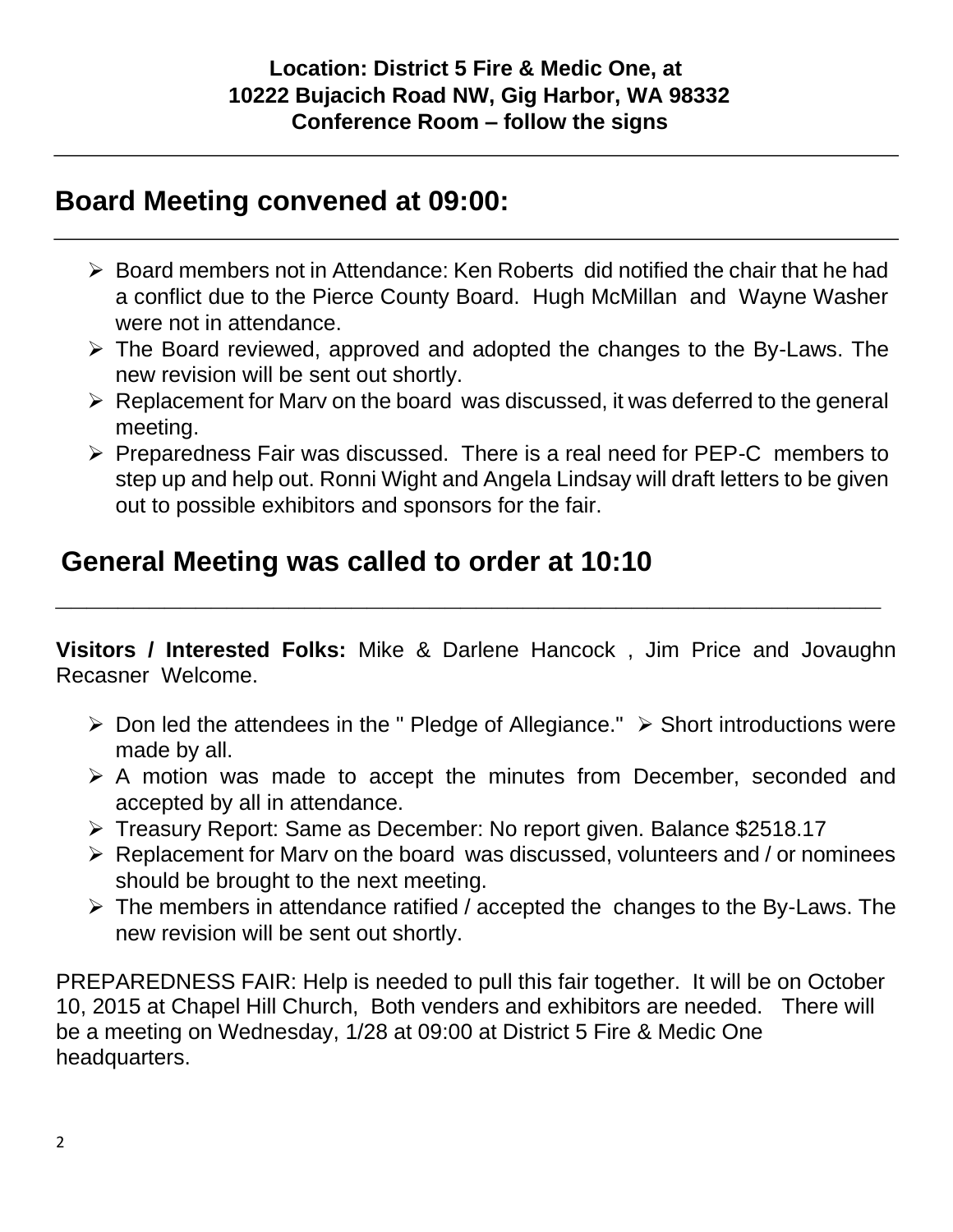**Location: District 5 Fire & Medic One, at**
**10222 Bujacich Road NW, Gig Harbor, WA 98332**
**Conference Room – follow the signs**

---

## Board Meeting convened at 09:00:

---

- Board members not in Attendance: Ken Roberts did notified the chair that he had a conflict due to the Pierce County Board. Hugh McMillan and Wayne Washer were not in attendance.
- The Board reviewed, approved and adopted the changes to the By-Laws. The new revision will be sent out shortly.
- Replacement for Marv on the board was discussed, it was deferred to the general meeting.
- Preparedness Fair was discussed. There is a real need for PEP-C members to step up and help out. Ronni Wight and Angela Lindsay will draft letters to be given out to possible exhibitors and sponsors for the fair.

## General Meeting was called to order at 10:10

---

**Visitors / Interested Folks:** Mike & Darlene Hancock , Jim Price and Jovaughn Recasner Welcome.

- Don led the attendees in the " Pledge of Allegiance."
- Short introductions were made by all.
- A motion was made to accept the minutes from December, seconded and accepted by all in attendance.
- Treasury Report: Same as December: No report given. Balance $2518.17
- Replacement for Marv on the board was discussed, volunteers and / or nominees should be brought to the next meeting.
- The members in attendance ratified / accepted the changes to the By-Laws. The new revision will be sent out shortly.

PREPAREDNESS FAIR: Help is needed to pull this fair together. It will be on October 10, 2015 at Chapel Hill Church, Both venders and exhibitors are needed. There will be a meeting on Wednesday, 1/28 at 09:00 at District 5 Fire & Medic One headquarters.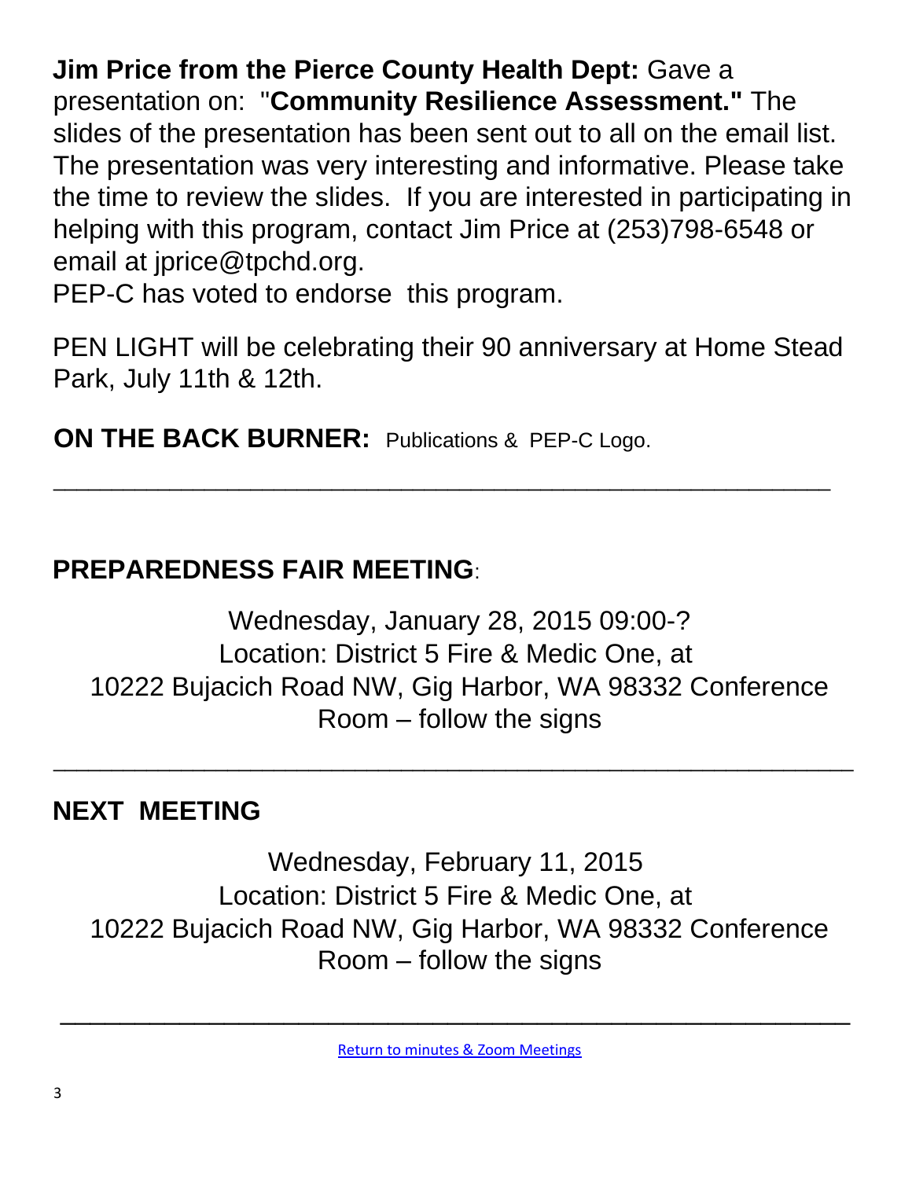**Jim Price from the Pierce County Health Dept:** Gave a presentation on: "**Community Resilience Assessment."** The slides of the presentation has been sent out to all on the email list. The presentation was very interesting and informative. Please take the time to review the slides. If you are interested in participating in helping with this program, contact Jim Price at (253)798-6548 or email at jprice@tpchd.org.
PEP-C has voted to endorse this program.

PEN LIGHT will be celebrating their 90 anniversary at Home Stead Park, July 11th & 12th.

**ON THE BACK BURNER:** Publications & PEP-C Logo.

---

## PREPAREDNESS FAIR MEETING:

Wednesday, January 28, 2015 09:00-?
Location: District 5 Fire & Medic One, at
10222 Bujacich Road NW, Gig Harbor, WA 98332 Conference Room – follow the signs

---

## NEXT MEETING

Wednesday, February 11, 2015
Location: District 5 Fire & Medic One, at
10222 Bujacich Road NW, Gig Harbor, WA 98332 Conference Room – follow the signs

---

Return to minutes & Zoom Meetings